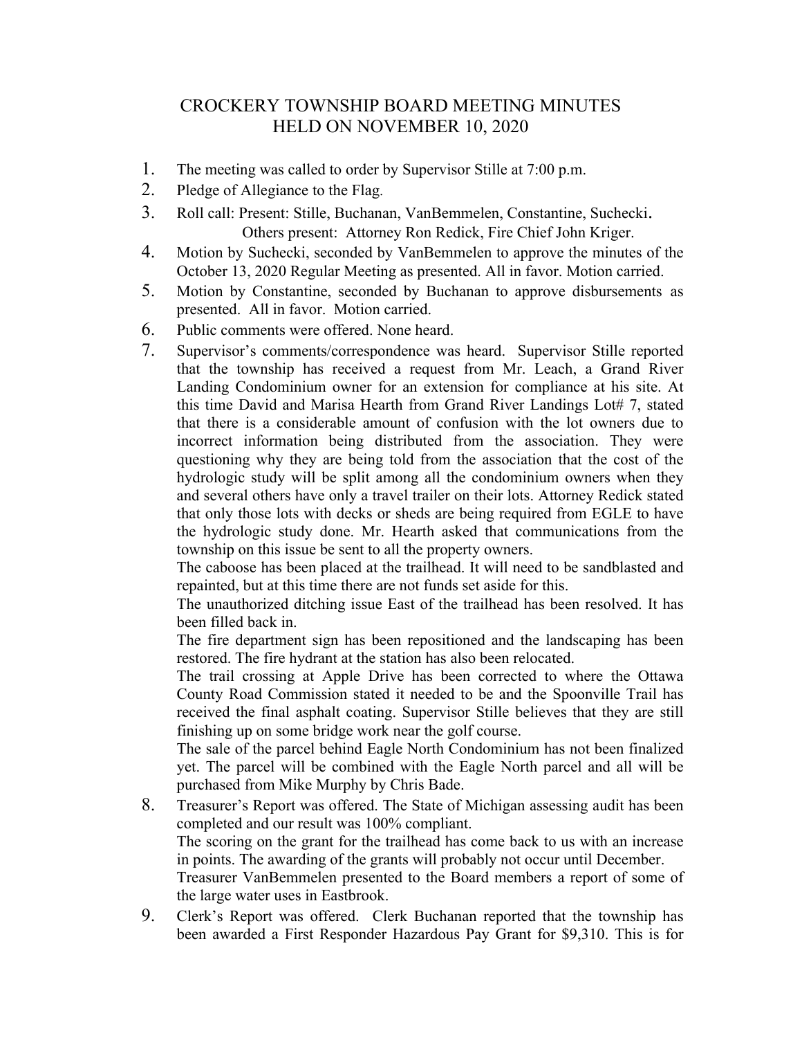# CROCKERY TOWNSHIP BOARD MEETING MINUTES
# HELD ON NOVEMBER 10, 2020

1. The meeting was called to order by Supervisor Stille at 7:00 p.m.
2. Pledge of Allegiance to the Flag.
3. Roll call: Present: Stille, Buchanan, VanBemmelen, Constantine, Suchecki.
   Others present: Attorney Ron Redick, Fire Chief John Kriger.
4. Motion by Suchecki, seconded by VanBemmelen to approve the minutes of the October 13, 2020 Regular Meeting as presented. All in favor. Motion carried.
5. Motion by Constantine, seconded by Buchanan to approve disbursements as presented. All in favor. Motion carried.
6. Public comments were offered. None heard.
7. Supervisor's comments/correspondence was heard. Supervisor Stille reported that the township has received a request from Mr. Leach, a Grand River Landing Condominium owner for an extension for compliance at his site. At this time David and Marisa Hearth from Grand River Landings Lot# 7, stated that there is a considerable amount of confusion with the lot owners due to incorrect information being distributed from the association. They were questioning why they are being told from the association that the cost of the hydrologic study will be split among all the condominium owners when they and several others have only a travel trailer on their lots. Attorney Redick stated that only those lots with decks or sheds are being required from EGLE to have the hydrologic study done. Mr. Hearth asked that communications from the township on this issue be sent to all the property owners.

   The caboose has been placed at the trailhead. It will need to be sandblasted and repainted, but at this time there are not funds set aside for this.

   The unauthorized ditching issue East of the trailhead has resolved. It has been filled back in.

   The fire department sign has been repositioned and the landscaping has been restored. The fire hydrant at the station has also been relocated.

   The trail crossing at Apple Drive has been corrected to where the Ottawa County Road Commission stated it needed to be and the Spoonville Trail has received the final asphalt coating. Supervisor Stille believes that they are still finishing up on some bridge work near the golf course.

   The sale of the parcel behind Eagle North Condominium has not been finalized yet. The parcel will be combined with the Eagle North parcel and all will be purchased from Mike Murphy by Chris Bade.
8. Treasurer's Report was offered. The State of Michigan assessing audit has been completed and our result was 100% compliant.

   The scoring on the grant for the trailhead has come back to us with an increase in points. The awarding of the grants will probably not occur until December.

   Treasurer VanBemmelen presented to the Board members a report of some of the large water uses in Eastbrook.
9. Clerk's Report was offered. Clerk Buchanan reported that the township has been awarded a First Responder Hazardous Pay Grant for $9,310. This is for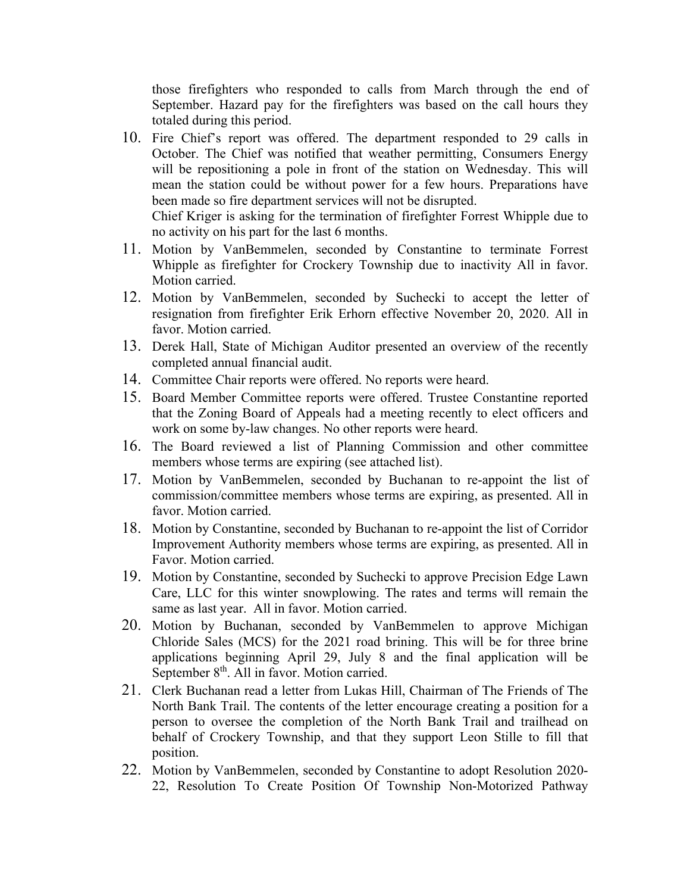those firefighters who responded to calls from March through the end of September. Hazard pay for the firefighters was based on the call hours they totaled during this period.

10. Fire Chief's report was offered. The department responded to 29 calls in October. The Chief was notified that weather permitting, Consumers Energy will be repositioning a pole in front of the station on Wednesday. This will mean the station could be without power for a few hours. Preparations have been made so fire department services will not be disrupted.
    Chief Kriger is asking for the termination of firefighter Forrest Whipple due to no activity on his part for the last 6 months.
11. Motion by VanBemmelen, seconded by Constantine to terminate Forrest Whipple as firefighter for Crockery Township due to inactivity All in favor. Motion carried.
12. Motion by VanBemmelen, seconded by Suchecki to accept the letter of resignation from firefighter Erik Erhorn effective November 20, 2020. All in favor. Motion carried.
13. Derek Hall, State of Michigan Auditor presented an overview of the recently completed annual financial audit.
14. Committee Chair reports were offered. No reports were heard.
15. Board Member Committee reports were offered. Trustee Constantine reported that the Zoning Board of Appeals had a meeting recently to elect officers and work on some by-law changes. No other reports were heard.
16. The Board reviewed a list of Planning Commission and other committee members whose terms are expiring (see attached list).
17. Motion by VanBemmelen, seconded by Buchanan to re-appoint the list of commission/committee members whose terms are expiring, as presented. All in favor. Motion carried.
18. Motion by Constantine, seconded by Buchanan to re-appoint the list of Corridor Improvement Authority members whose terms are expiring, as presented. All in Favor. Motion carried.
19. Motion by Constantine, seconded by Suchecki to approve Precision Edge Lawn Care, LLC for this winter snowplowing. The rates and terms will remain the same as last year. All in favor. Motion carried.
20. Motion by Buchanan, seconded by VanBemmelen to approve Michigan Chloride Sales (MCS) for the 2021 road brining. This will be for three brine applications beginning April 29, July 8 and the final application will be September 8th. All in favor. Motion carried.
21. Clerk Buchanan read a letter from Lukas Hill, Chairman of The Friends of The North Bank Trail. The contents of the letter encourage creating a position for a person to oversee the completion of the North Bank Trail and trailhead on behalf of Crockery Township, and that they support Leon Stille to fill that position.
22. Motion by VanBemmelen, seconded by Constantine to adopt Resolution 2020-22, Resolution To Create Position Of Township Non-Motorized Pathway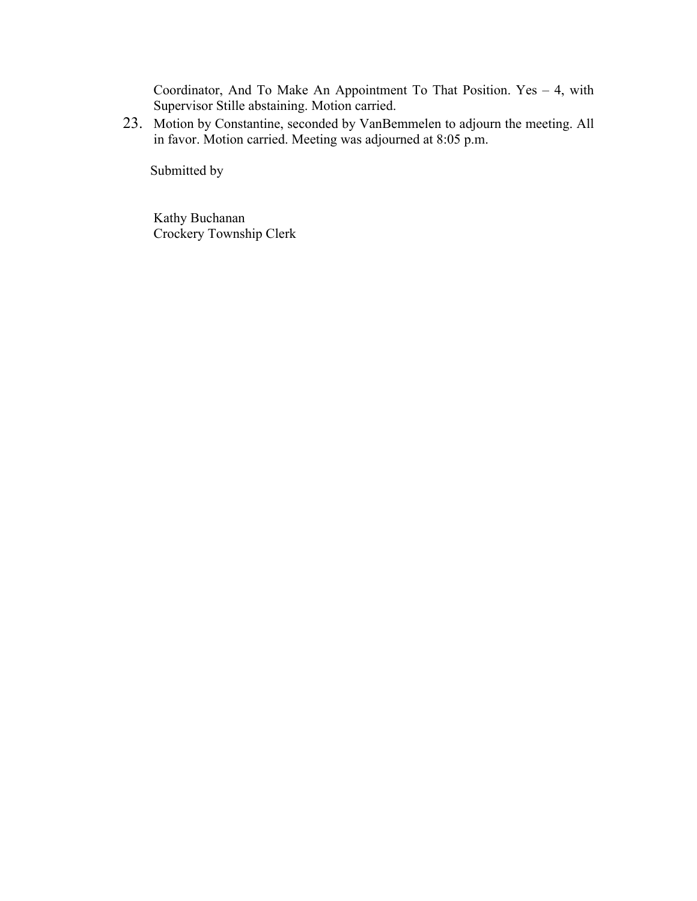Coordinator, And To Make An Appointment To That Position. Yes – 4, with Supervisor Stille abstaining. Motion carried.

23. Motion by Constantine, seconded by VanBemmelen to adjourn the meeting. All in favor. Motion carried. Meeting was adjourned at 8:05 p.m.

Submitted by

Kathy Buchanan
Crockery Township Clerk